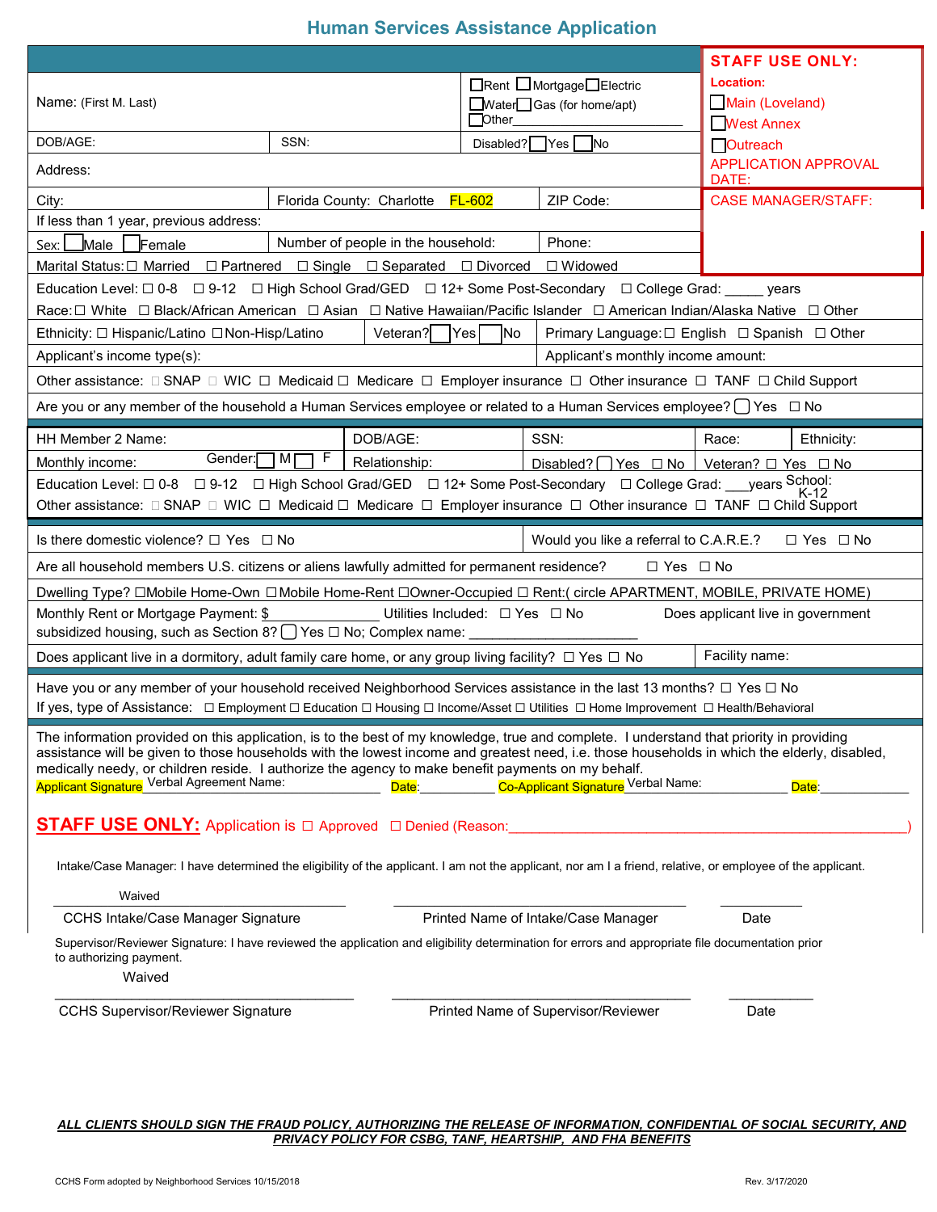# Human Services Assistance Application

| | | | | |
|---|---|---|---|---|
| Name: (First M. Last) | | ☐Rent ☐Mortgage ☐Electric ☐Water ☐Gas (for home/apt) ☐Other\_\_\_\_\_\_\_\_\_\_\_\_\_\_\_\_\_\_\_\_\_\_ | | **STAFF USE ONLY:** Location: ☐Main (Loveland) ☐West Annex ☐Outreach APPLICATION APPROVAL DATE: |
| DOB/AGE: | SSN: | Disabled? ☐Yes ☐No | | |
| Address: | | | | |
| City: | Florida County: Charlotte FL-602 | | ZIP Code: | CASE MANAGER/STAFF: |
| If less than 1 year, previous address: | | | | |
| Sex: ☐Male ☐Female | Number of people in the household: | | Phone: | |
| Marital Status: ☐ Married ☐ Partnered ☐ Single ☐ Separated ☐ Divorced ☐ Widowed | | | | |

Education Level: ☐ 0-8 ☐ 9-12 ☐ High School Grad/GED ☐ 12+ Some Post-Secondary ☐ College Grad: \_\_\_\_\_ years

Race: ☐ White ☐ Black/African American ☐ Asian ☐ Native Hawaiian/Pacific Islander ☐ American Indian/Alaska Native ☐ Other

Ethnicity: ☐ Hispanic/Latino ☐ Non-Hisp/Latino | Veteran? ☐Yes ☐No | Primary Language: ☐ English ☐ Spanish ☐ Other

Applicant's income type(s): | Applicant's monthly income amount:

Other assistance: ☐ SNAP ☐ WIC ☐ Medicaid ☐ Medicare ☐ Employer insurance ☐ Other insurance ☐ TANF ☐ Child Support

Are you or any member of the household a Human Services employee or related to a Human Services employee? ☐ Yes ☐ No

| | | | | |
|---|---|---|---|---|
| HH Member 2 Name: | DOB/AGE: | SSN: | Race: | Ethnicity: |
| Monthly income: Gender: ☐M ☐F | Relationship: | Disabled? ☐ Yes ☐ No | Veteran? ☐ Yes ☐ No | |

Education Level: ☐ 0-8 ☐ 9-12 ☐ High School Grad/GED ☐ 12+ Some Post-Secondary ☐ College Grad: \_\_\_years School: K-12

Other assistance: ☐ SNAP ☐ WIC ☐ Medicaid ☐ Medicare ☐ Employer insurance ☐ Other insurance ☐ TANF ☐ Child Support

Is there domestic violence? ☐ Yes ☐ No | Would you like a referral to C.A.R.E.? ☐ Yes ☐ No

Are all household members U.S. citizens or aliens lawfully admitted for permanent residence? ☐ Yes ☐ No

Dwelling Type? ☐Mobile Home-Own ☐Mobile Home-Rent ☐Owner-Occupied ☐ Rent:( circle APARTMENT, MOBILE, PRIVATE HOME)

Monthly Rent or Mortgage Payment: $\_\_\_\_\_\_\_\_\_\_\_\_\_\_ Utilities Included: ☐ Yes ☐ No Does applicant live in government subsidized housing, such as Section 8? ☐ Yes ☐ No; Complex name: \_\_\_\_\_\_\_\_\_\_\_\_\_\_\_\_\_\_\_\_\_\_\_

Does applicant live in a dormitory, adult family care home, or any group living facility? ☐ Yes ☐ No | Facility name:

Have you or any member of your household received Neighborhood Services assistance in the last 13 months? ☐ Yes ☐ No

If yes, type of Assistance: ☐ Employment ☐ Education ☐ Housing ☐ Income/Asset ☐ Utilities ☐ Home Improvement ☐ Health/Behavioral

The information provided on this application, is to the best of my knowledge, true and complete. I understand that priority in providing assistance will be given to those households with the lowest income and greatest need, i.e. those households in which the elderly, disabled, medically needy, or children reside. I authorize the agency to make benefit payments on my behalf.

Applicant Signature Verbal Agreement Name:\_\_\_\_\_\_\_\_\_\_\_\_\_\_\_\_\_\_\_\_ Date:\_\_\_\_\_\_\_\_\_\_ Co-Applicant Signature Verbal Name:\_\_\_\_\_\_\_\_\_\_\_\_\_\_\_\_ Date:\_\_\_\_\_\_\_\_\_\_\_\_

**STAFF USE ONLY:** Application is ☐ Approved ☐ Denied (Reason:\_\_\_\_\_\_\_\_\_\_\_\_\_\_\_\_\_\_\_\_\_\_\_\_\_\_\_\_\_\_\_\_\_\_\_\_\_\_\_\_\_\_\_\_\_\_\_\_)

Intake/Case Manager: I have determined the eligibility of the applicant. I am not the applicant, nor am I a friend, relative, or employee of the applicant.

Waived

\_\_\_\_\_\_\_\_\_\_\_\_\_\_\_\_\_\_\_\_\_\_\_\_\_\_\_\_ \_\_\_\_\_\_\_\_\_\_\_\_\_\_\_\_\_\_\_\_\_\_\_\_\_\_\_\_ \_\_\_\_\_\_\_\_\_\_

CCHS Intake/Case Manager Signature | Printed Name of Intake/Case Manager | Date

Supervisor/Reviewer Signature: I have reviewed the application and eligibility determination for errors and appropriate file documentation prior to authorizing payment.

Waived

\_\_\_\_\_\_\_\_\_\_\_\_\_\_\_\_\_\_\_\_\_\_\_\_\_\_\_\_ \_\_\_\_\_\_\_\_\_\_\_\_\_\_\_\_\_\_\_\_\_\_\_\_\_\_\_\_ \_\_\_\_\_\_\_\_\_\_

CCHS Supervisor/Reviewer Signature | Printed Name of Supervisor/Reviewer | Date

***ALL CLIENTS SHOULD SIGN THE FRAUD POLICY, AUTHORIZING THE RELEASE OF INFORMATION, CONFIDENTIAL OF SOCIAL SECURITY, AND PRIVACY POLICY FOR CSBG, TANF, HEARTSHIP, AND FHA BENEFITS***

CCHS Form adopted by Neighborhood Services 10/15/2018 Rev. 3/17/2020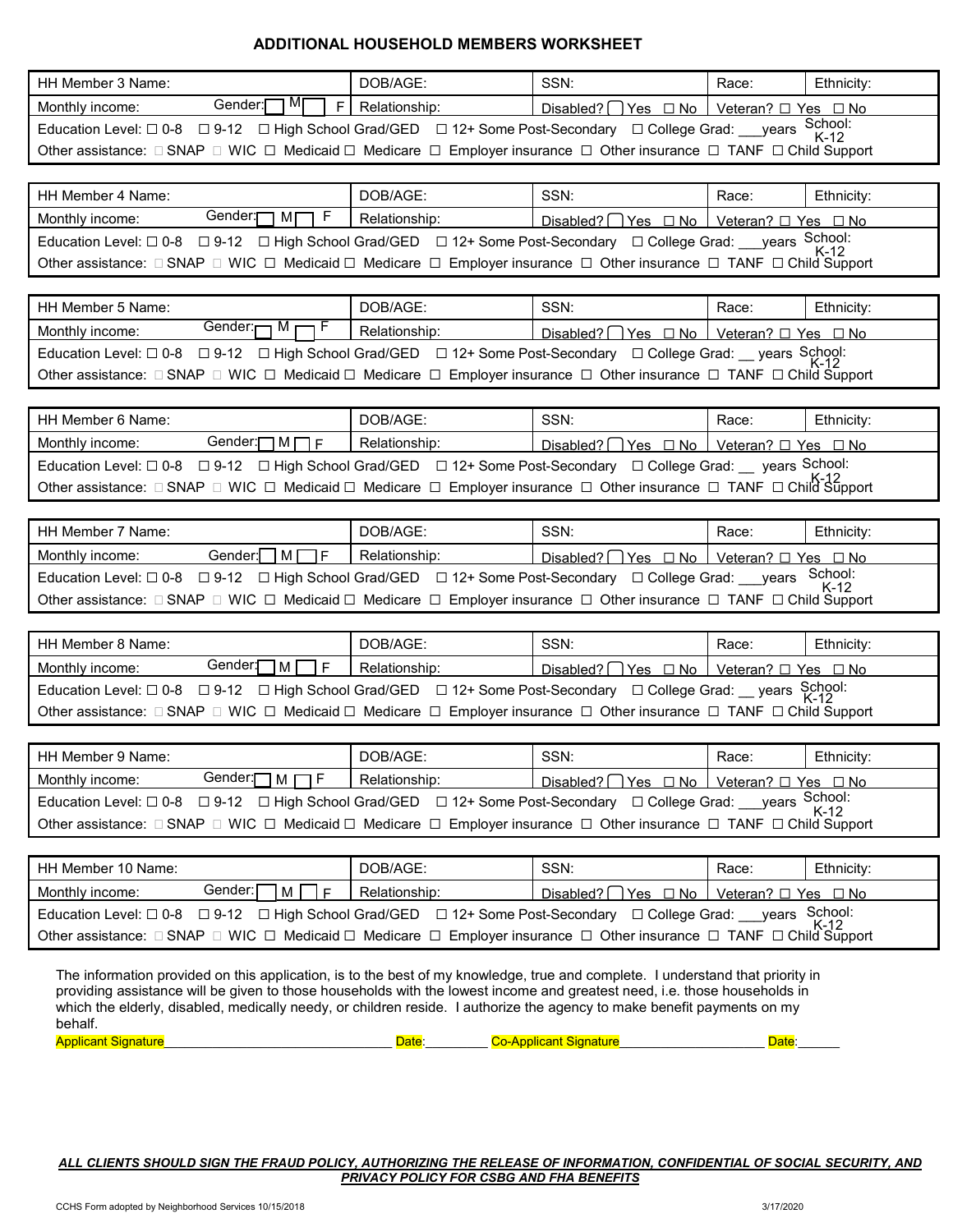## ADDITIONAL HOUSEHOLD MEMBERS WORKSHEET

| HH Member 3 Name: | DOB/AGE: | SSN: | Race: | Ethnicity: |
|---|---|---|---|---|
| Monthly income: Gender: ☐ M ☐ F | Relationship: | Disabled? ☐ Yes ☐ No | Veteran? ☐ Yes ☐ No | |
| Education Level: ☐ 0-8 ☐ 9-12 ☐ High School Grad/GED ☐ 12+ Some Post-Secondary ☐ College Grad: ___years School: K-12 | | | | |
| Other assistance: ☐ SNAP ☐ WIC ☐ Medicaid ☐ Medicare ☐ Employer insurance ☐ Other insurance ☐ TANF ☐ Child Support | | | | |

| HH Member 4 Name: | DOB/AGE: | SSN: | Race: | Ethnicity: |
|---|---|---|---|---|
| Monthly income: Gender: ☐ M ☐ F | Relationship: | Disabled? ☐ Yes ☐ No | Veteran? ☐ Yes ☐ No | |
| Education Level: ☐ 0-8 ☐ 9-12 ☐ High School Grad/GED ☐ 12+ Some Post-Secondary ☐ College Grad: ___years School: K-12 | | | | |
| Other assistance: ☐ SNAP ☐ WIC ☐ Medicaid ☐ Medicare ☐ Employer insurance ☐ Other insurance ☐ TANF ☐ Child Support | | | | |

| HH Member 5 Name: | DOB/AGE: | SSN: | Race: | Ethnicity: |
|---|---|---|---|---|
| Monthly income: Gender: ☐ M ☐ F | Relationship: | Disabled? ☐ Yes ☐ No | Veteran? ☐ Yes ☐ No | |
| Education Level: ☐ 0-8 ☐ 9-12 ☐ High School Grad/GED ☐ 12+ Some Post-Secondary ☐ College Grad: __ years School: K-12 | | | | |
| Other assistance: ☐ SNAP ☐ WIC ☐ Medicaid ☐ Medicare ☐ Employer insurance ☐ Other insurance ☐ TANF ☐ Child Support | | | | |

| HH Member 6 Name: | DOB/AGE: | SSN: | Race: | Ethnicity: |
|---|---|---|---|---|
| Monthly income: Gender: ☐ M ☐ F | Relationship: | Disabled? ☐ Yes ☐ No | Veteran? ☐ Yes ☐ No | |
| Education Level: ☐ 0-8 ☐ 9-12 ☐ High School Grad/GED ☐ 12+ Some Post-Secondary ☐ College Grad: __ years School: K-12 | | | | |
| Other assistance: ☐ SNAP ☐ WIC ☐ Medicaid ☐ Medicare ☐ Employer insurance ☐ Other insurance ☐ TANF ☐ Child Support | | | | |

| HH Member 7 Name: | DOB/AGE: | SSN: | Race: | Ethnicity: |
|---|---|---|---|---|
| Monthly income: Gender: ☐ M ☐ F | Relationship: | Disabled? ☐ Yes ☐ No | Veteran? ☐ Yes ☐ No | |
| Education Level: ☐ 0-8 ☐ 9-12 ☐ High School Grad/GED ☐ 12+ Some Post-Secondary ☐ College Grad: ___years School: K-12 | | | | |
| Other assistance: ☐ SNAP ☐ WIC ☐ Medicaid ☐ Medicare ☐ Employer insurance ☐ Other insurance ☐ TANF ☐ Child Support | | | | |

| HH Member 8 Name: | DOB/AGE: | SSN: | Race: | Ethnicity: |
|---|---|---|---|---|
| Monthly income: Gender: ☐ M ☐ F | Relationship: | Disabled? ☐ Yes ☐ No | Veteran? ☐ Yes ☐ No | |
| Education Level: ☐ 0-8 ☐ 9-12 ☐ High School Grad/GED ☐ 12+ Some Post-Secondary ☐ College Grad: __ years School: K-12 | | | | |
| Other assistance: ☐ SNAP ☐ WIC ☐ Medicaid ☐ Medicare ☐ Employer insurance ☐ Other insurance ☐ TANF ☐ Child Support | | | | |

| HH Member 9 Name: | DOB/AGE: | SSN: | Race: | Ethnicity: |
|---|---|---|---|---|
| Monthly income: Gender: ☐ M ☐ F | Relationship: | Disabled? ☐ Yes ☐ No | Veteran? ☐ Yes ☐ No | |
| Education Level: ☐ 0-8 ☐ 9-12 ☐ High School Grad/GED ☐ 12+ Some Post-Secondary ☐ College Grad: ___years School: K-12 | | | | |
| Other assistance: ☐ SNAP ☐ WIC ☐ Medicaid ☐ Medicare ☐ Employer insurance ☐ Other insurance ☐ TANF ☐ Child Support | | | | |

| HH Member 10 Name: | DOB/AGE: | SSN: | Race: | Ethnicity: |
|---|---|---|---|---|
| Monthly income: Gender: ☐ M ☐ F | Relationship: | Disabled? ☐ Yes ☐ No | Veteran? ☐ Yes ☐ No | |
| Education Level: ☐ 0-8 ☐ 9-12 ☐ High School Grad/GED ☐ 12+ Some Post-Secondary ☐ College Grad: ___years School: K-12 | | | | |
| Other assistance: ☐ SNAP ☐ WIC ☐ Medicaid ☐ Medicare ☐ Employer insurance ☐ Other insurance ☐ TANF ☐ Child Support | | | | |

The information provided on this application, is to the best of my knowledge, true and complete. I understand that priority in providing assistance will be given to those households with the lowest income and greatest need, i.e. those households in which the elderly, disabled, medically needy, or children reside. I authorize the agency to make benefit payments on my behalf.

Applicant Signature______________________________ Date:_________ Co-Applicant Signature___________________ Date:______

***ALL CLIENTS SHOULD SIGN THE FRAUD POLICY, AUTHORIZING THE RELEASE OF INFORMATION, CONFIDENTIAL OF SOCIAL SECURITY, AND PRIVACY POLICY FOR CSBG AND FHA BENEFITS***

CCHS Form adopted by Neighborhood Services 10/15/2018 3/17/2020